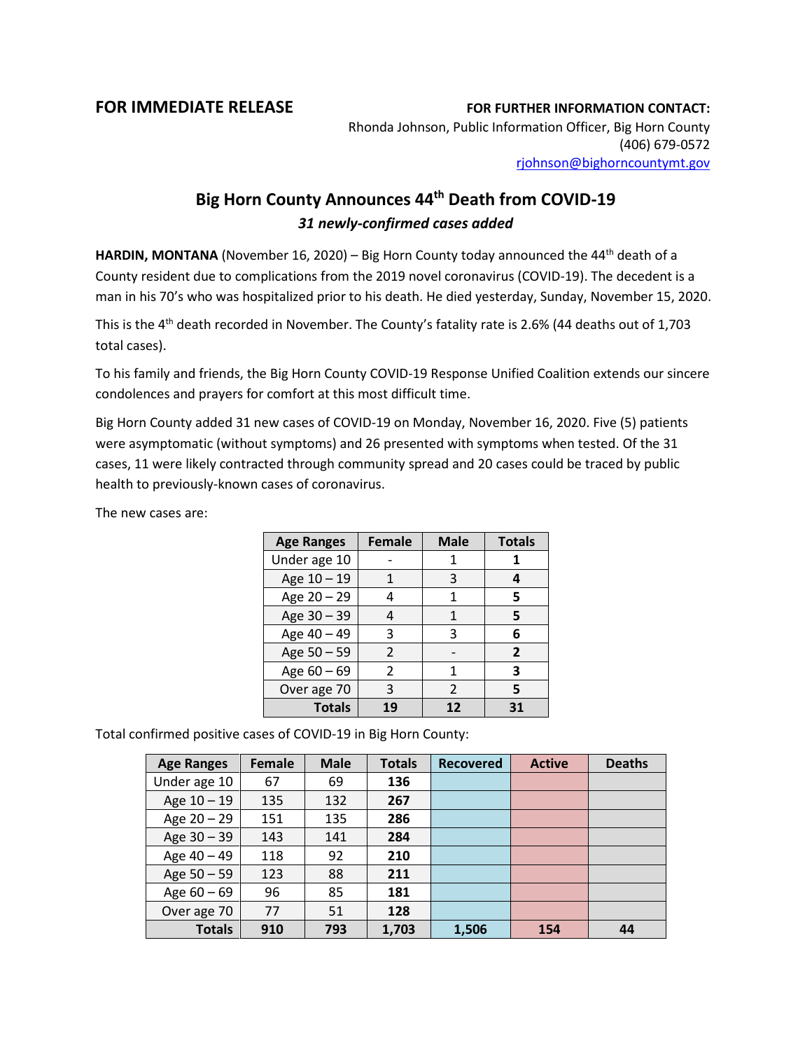**FOR IMMEDIATE RELEASE**

**FOR FURTHER INFORMATION CONTACT:**
Rhonda Johnson, Public Information Officer, Big Horn County
(406) 679-0572
rjohnson@bighorncountymt.gov

# Big Horn County Announces 44th Death from COVID-19

***31 newly-confirmed cases added***

**HARDIN, MONTANA** (November 16, 2020) – Big Horn County today announced the 44th death of a County resident due to complications from the 2019 novel coronavirus (COVID-19). The decedent is a man in his 70's who was hospitalized prior to his death. He died yesterday, Sunday, November 15, 2020.

This is the 4th death recorded in November. The County's fatality rate is 2.6% (44 deaths out of 1,703 total cases).

To his family and friends, the Big Horn County COVID-19 Response Unified Coalition extends our sincere condolences and prayers for comfort at this most difficult time.

Big Horn County added 31 new cases of COVID-19 on Monday, November 16, 2020. Five (5) patients were asymptomatic (without symptoms) and 26 presented with symptoms when tested. Of the 31 cases, 11 were likely contracted through community spread and 20 cases could be traced by public health to previously-known cases of coronavirus.

The new cases are:

| Age Ranges | Female | Male | Totals |
|---|---|---|---|
| Under age 10 | - | 1 | **1** |
| Age 10 – 19 | 1 | 3 | **4** |
| Age 20 – 29 | 4 | 1 | **5** |
| Age 30 – 39 | 4 | 1 | **5** |
| Age 40 – 49 | 3 | 3 | **6** |
| Age 50 – 59 | 2 | - | **2** |
| Age 60 – 69 | 2 | 1 | **3** |
| Over age 70 | 3 | 2 | **5** |
| **Totals** | **19** | **12** | **31** |

Total confirmed positive cases of COVID-19 in Big Horn County:

| Age Ranges | Female | Male | Totals | Recovered | Active | Deaths |
|---|---|---|---|---|---|---|
| Under age 10 | 67 | 69 | **136** | | | |
| Age 10 – 19 | 135 | 132 | **267** | | | |
| Age 20 – 29 | 151 | 135 | **286** | | | |
| Age 30 – 39 | 143 | 141 | **284** | | | |
| Age 40 – 49 | 118 | 92 | **210** | | | |
| Age 50 – 59 | 123 | 88 | **211** | | | |
| Age 60 – 69 | 96 | 85 | **181** | | | |
| Over age 70 | 77 | 51 | **128** | | | |
| **Totals** | **910** | **793** | **1,703** | **1,506** | **154** | **44** |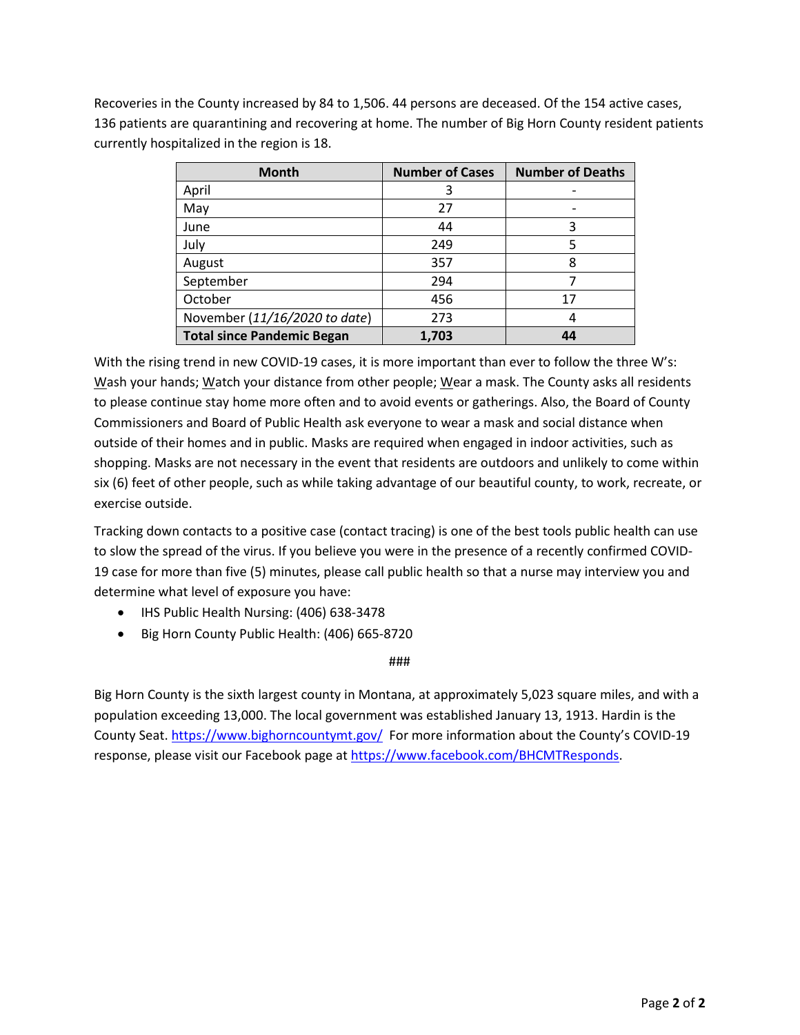Recoveries in the County increased by 84 to 1,506. 44 persons are deceased. Of the 154 active cases, 136 patients are quarantining and recovering at home. The number of Big Horn County resident patients currently hospitalized in the region is 18.

| Month | Number of Cases | Number of Deaths |
|---|---|---|
| April | 3 | - |
| May | 27 | - |
| June | 44 | 3 |
| July | 249 | 5 |
| August | 357 | 8 |
| September | 294 | 7 |
| October | 456 | 17 |
| November (*11/16/2020 to date*) | 273 | 4 |
| **Total since Pandemic Began** | **1,703** | **44** |

With the rising trend in new COVID-19 cases, it is more important than ever to follow the three W's: Wash your hands; Watch your distance from other people; Wear a mask. The County asks all residents to please continue stay home more often and to avoid events or gatherings. Also, the Board of County Commissioners and Board of Public Health ask everyone to wear a mask and social distance when outside of their homes and in public. Masks are required when engaged in indoor activities, such as shopping. Masks are not necessary in the event that residents are outdoors and unlikely to come within six (6) feet of other people, such as while taking advantage of our beautiful county, to work, recreate, or exercise outside.

Tracking down contacts to a positive case (contact tracing) is one of the best tools public health can use to slow the spread of the virus. If you believe you were in the presence of a recently confirmed COVID-19 case for more than five (5) minutes, please call public health so that a nurse may interview you and determine what level of exposure you have:

- IHS Public Health Nursing: (406) 638-3478
- Big Horn County Public Health: (406) 665-8720

###

Big Horn County is the sixth largest county in Montana, at approximately 5,023 square miles, and with a population exceeding 13,000. The local government was established January 13, 1913. Hardin is the County Seat. https://www.bighorncountymt.gov/ For more information about the County's COVID-19 response, please visit our Facebook page at https://www.facebook.com/BHCMTResponds.